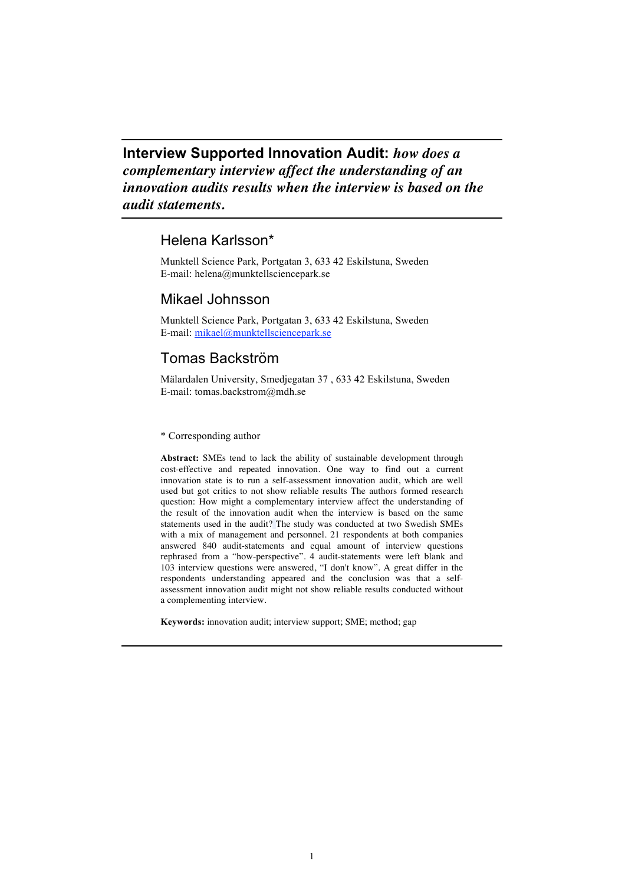# Interview Supported Innovation Audit: *how does a complementary interview affect the understanding of an innovation audits results when the interview is based on the audit statements.*

## Helena Karlsson*

Munktell Science Park, Portgatan 3, 633 42 Eskilstuna, Sweden
E-mail: helena@munktellsciencepark.se

## Mikael Johnsson

Munktell Science Park, Portgatan 3, 633 42 Eskilstuna, Sweden
E-mail: mikael@munktellsciencepark.se

## Tomas Backström

Mälardalen University, Smedjegatan 37 , 633 42 Eskilstuna, Sweden
E-mail: tomas.backstrom@mdh.se

* Corresponding author

**Abstract:** SMEs tend to lack the ability of sustainable development through cost-effective and repeated innovation. One way to find out a current innovation state is to run a self-assessment innovation audit, which are well used but got critics to not show reliable results The authors formed research question: How might a complementary interview affect the understanding of the result of the innovation audit when the interview is based on the same statements used in the audit? The study was conducted at two Swedish SMEs with a mix of management and personnel. 21 respondents at both companies answered 840 audit-statements and equal amount of interview questions rephrased from a "how-perspective". 4 audit-statements were left blank and 103 interview questions were answered, "I don't know". A great differ in the respondents understanding appeared and the conclusion was that a self-assessment innovation audit might not show reliable results conducted without a complementing interview.

**Keywords:** innovation audit; interview support; SME; method; gap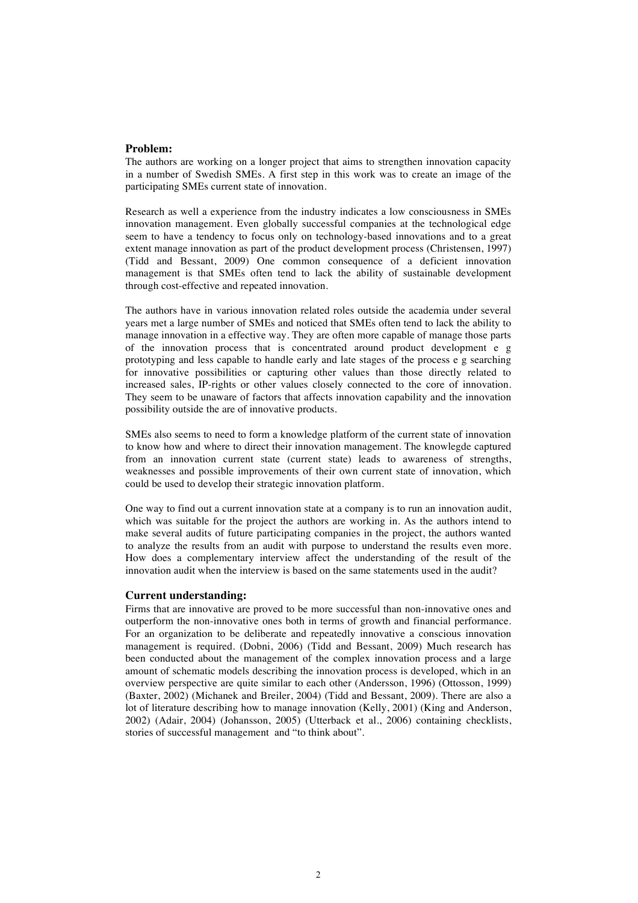### Problem:

The authors are working on a longer project that aims to strengthen innovation capacity in a number of Swedish SMEs. A first step in this work was to create an image of the participating SMEs current state of innovation.

Research as well a experience from the industry indicates a low consciousness in SMEs innovation management. Even globally successful companies at the technological edge seem to have a tendency to focus only on technology-based innovations and to a great extent manage innovation as part of the product development process (Christensen, 1997) (Tidd and Bessant, 2009) One common consequence of a deficient innovation management is that SMEs often tend to lack the ability of sustainable development through cost-effective and repeated innovation.

The authors have in various innovation related roles outside the academia under several years met a large number of SMEs and noticed that SMEs often tend to lack the ability to manage innovation in a effective way. They are often more capable of manage those parts of the innovation process that is concentrated around product development e g prototyping and less capable to handle early and late stages of the process e g searching for innovative possibilities or capturing other values than those directly related to increased sales, IP-rights or other values closely connected to the core of innovation. They seem to be unaware of factors that affects innovation capability and the innovation possibility outside the are of innovative products.

SMEs also seems to need to form a knowledge platform of the current state of innovation to know how and where to direct their innovation management. The knowlegde captured from an innovation current state (current state) leads to awareness of strengths, weaknesses and possible improvements of their own current state of innovation, which could be used to develop their strategic innovation platform.

One way to find out a current innovation state at a company is to run an innovation audit, which was suitable for the project the authors are working in. As the authors intend to make several audits of future participating companies in the project, the authors wanted to analyze the results from an audit with purpose to understand the results even more. How does a complementary interview affect the understanding of the result of the innovation audit when the interview is based on the same statements used in the audit?

### Current understanding:

Firms that are innovative are proved to be more successful than non-innovative ones and outperform the non-innovative ones both in terms of growth and financial performance. For an organization to be deliberate and repeatedly innovative a conscious innovation management is required. (Dobni, 2006) (Tidd and Bessant, 2009) Much research has been conducted about the management of the complex innovation process and a large amount of schematic models describing the innovation process is developed, which in an overview perspective are quite similar to each other (Andersson, 1996) (Ottosson, 1999) (Baxter, 2002) (Michanek and Breiler, 2004) (Tidd and Bessant, 2009). There are also a lot of literature describing how to manage innovation (Kelly, 2001) (King and Anderson, 2002) (Adair, 2004) (Johansson, 2005) (Utterback et al., 2006) containing checklists, stories of successful management and "to think about".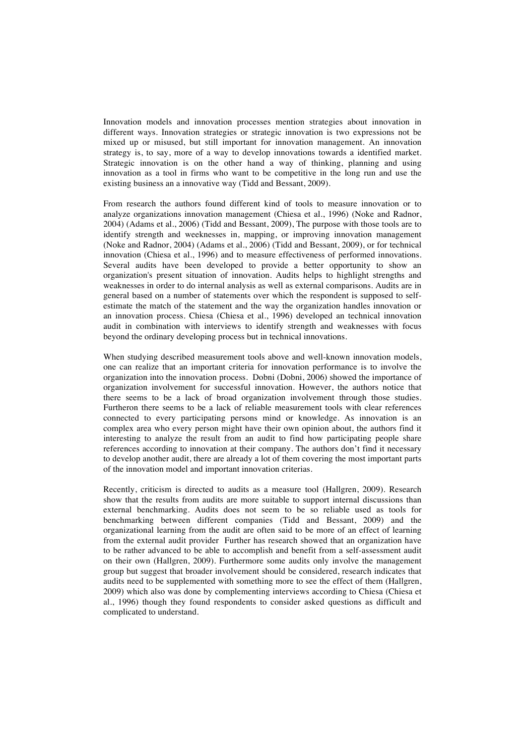Innovation models and innovation processes mention strategies about innovation in different ways. Innovation strategies or strategic innovation is two expressions not be mixed up or misused, but still important for innovation management. An innovation strategy is, to say, more of a way to develop innovations towards a identified market. Strategic innovation is on the other hand a way of thinking, planning and using innovation as a tool in firms who want to be competitive in the long run and use the existing business an a innovative way (Tidd and Bessant, 2009).

From research the authors found different kind of tools to measure innovation or to analyze organizations innovation management (Chiesa et al., 1996) (Noke and Radnor, 2004) (Adams et al., 2006) (Tidd and Bessant, 2009), The purpose with those tools are to identify strength and weeknesses in, mapping, or improving innovation management (Noke and Radnor, 2004) (Adams et al., 2006) (Tidd and Bessant, 2009), or for technical innovation (Chiesa et al., 1996) and to measure effectiveness of performed innovations. Several audits have been developed to provide a better opportunity to show an organization's present situation of innovation. Audits helps to highlight strengths and weaknesses in order to do internal analysis as well as external comparisons. Audits are in general based on a number of statements over which the respondent is supposed to self-estimate the match of the statement and the way the organization handles innovation or an innovation process. Chiesa (Chiesa et al., 1996) developed an technical innovation audit in combination with interviews to identify strength and weaknesses with focus beyond the ordinary developing process but in technical innovations.

When studying described measurement tools above and well-known innovation models, one can realize that an important criteria for innovation performance is to involve the organization into the innovation process. Dobni (Dobni, 2006) showed the importance of organization involvement for successful innovation. However, the authors notice that there seems to be a lack of broad organization involvement through those studies. Furtheron there seems to be a lack of reliable measurement tools with clear references connected to every participating persons mind or knowledge. As innovation is an complex area who every person might have their own opinion about, the authors find it interesting to analyze the result from an audit to find how participating people share references according to innovation at their company. The authors don't find it necessary to develop another audit, there are already a lot of them covering the most important parts of the innovation model and important innovation criterias.

Recently, criticism is directed to audits as a measure tool (Hallgren, 2009). Research show that the results from audits are more suitable to support internal discussions than external benchmarking. Audits does not seem to be so reliable used as tools for benchmarking between different companies (Tidd and Bessant, 2009) and the organizational learning from the audit are often said to be more of an effect of learning from the external audit provider Further has research showed that an organization have to be rather advanced to be able to accomplish and benefit from a self-assessment audit on their own (Hallgren, 2009). Furthermore some audits only involve the management group but suggest that broader involvement should be considered, research indicates that audits need to be supplemented with something more to see the effect of them (Hallgren, 2009) which also was done by complementing interviews according to Chiesa (Chiesa et al., 1996) though they found respondents to consider asked questions as difficult and complicated to understand.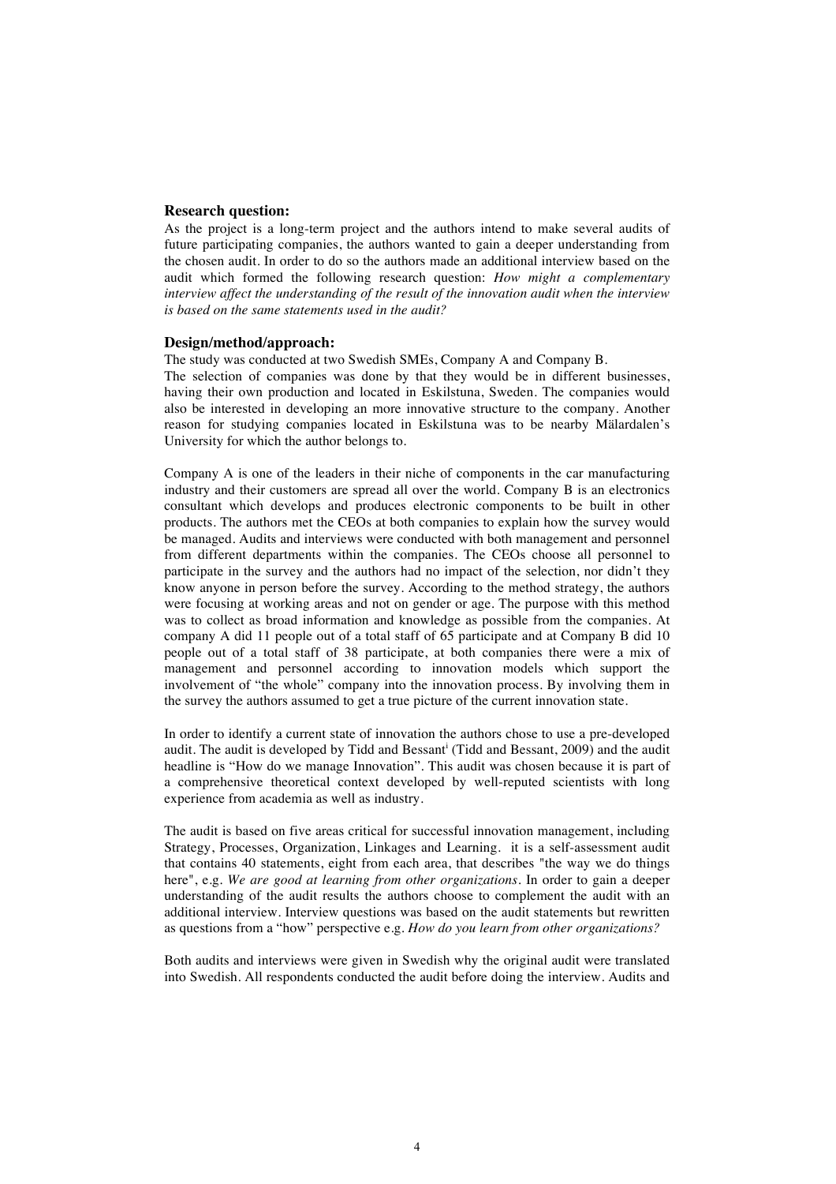### Research question:

As the project is a long-term project and the authors intend to make several audits of future participating companies, the authors wanted to gain a deeper understanding from the chosen audit. In order to do so the authors made an additional interview based on the audit which formed the following research question: *How might a complementary interview affect the understanding of the result of the innovation audit when the interview is based on the same statements used in the audit?*

### Design/method/approach:

The study was conducted at two Swedish SMEs, Company A and Company B.
The selection of companies was done by that they would be in different businesses, having their own production and located in Eskilstuna, Sweden. The companies would also be interested in developing an more innovative structure to the company. Another reason for studying companies located in Eskilstuna was to be nearby Mälardalen's University for which the author belongs to.

Company A is one of the leaders in their niche of components in the car manufacturing industry and their customers are spread all over the world. Company B is an electronics consultant which develops and produces electronic components to be built in other products. The authors met the CEOs at both companies to explain how the survey would be managed. Audits and interviews were conducted with both management and personnel from different departments within the companies. The CEOs choose all personnel to participate in the survey and the authors had no impact of the selection, nor didn't they know anyone in person before the survey. According to the method strategy, the authors were focusing at working areas and not on gender or age. The purpose with this method was to collect as broad information and knowledge as possible from the companies. At company A did 11 people out of a total staff of 65 participate and at Company B did 10 people out of a total staff of 38 participate, at both companies there were a mix of management and personnel according to innovation models which support the involvement of "the whole" company into the innovation process. By involving them in the survey the authors assumed to get a true picture of the current innovation state.

In order to identify a current state of innovation the authors chose to use a pre-developed audit. The audit is developed by Tidd and Bessant[i] (Tidd and Bessant, 2009) and the audit headline is "How do we manage Innovation". This audit was chosen because it is part of a comprehensive theoretical context developed by well-reputed scientists with long experience from academia as well as industry.

The audit is based on five areas critical for successful innovation management, including Strategy, Processes, Organization, Linkages and Learning. it is a self-assessment audit that contains 40 statements, eight from each area, that describes "the way we do things here", e.g. *We are good at learning from other organizations*. In order to gain a deeper understanding of the audit results the authors choose to complement the audit with an additional interview. Interview questions was based on the audit statements but rewritten as questions from a "how" perspective e.g. *How do you learn from other organizations?*

Both audits and interviews were given in Swedish why the original audit were translated into Swedish. All respondents conducted the audit before doing the interview. Audits and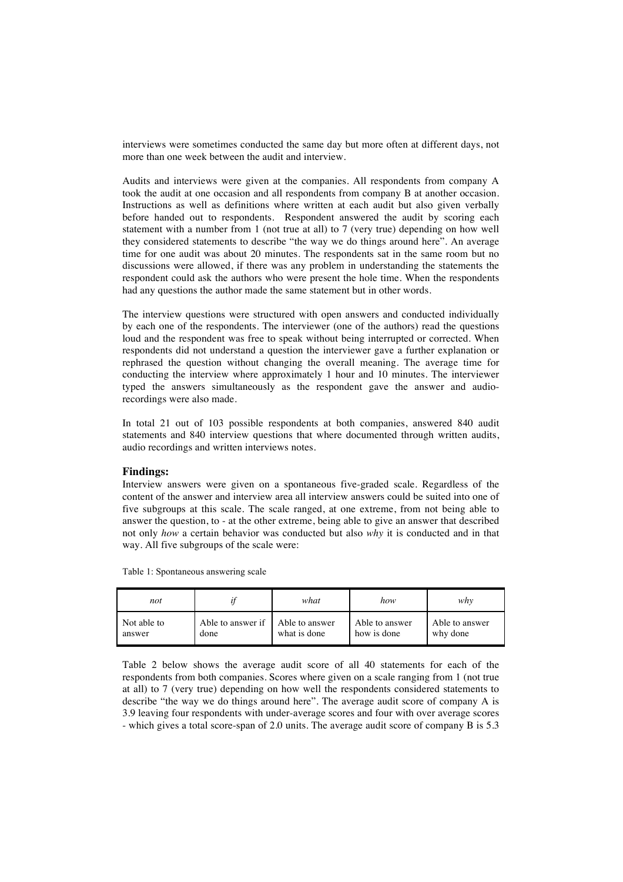interviews were sometimes conducted the same day but more often at different days, not more than one week between the audit and interview.

Audits and interviews were given at the companies. All respondents from company A took the audit at one occasion and all respondents from company B at another occasion. Instructions as well as definitions where written at each audit but also given verbally before handed out to respondents. Respondent answered the audit by scoring each statement with a number from 1 (not true at all) to 7 (very true) depending on how well they considered statements to describe "the way we do things around here". An average time for one audit was about 20 minutes. The respondents sat in the same room but no discussions were allowed, if there was any problem in understanding the statements the respondent could ask the authors who were present the hole time. When the respondents had any questions the author made the same statement but in other words.

The interview questions were structured with open answers and conducted individually by each one of the respondents. The interviewer (one of the authors) read the questions loud and the respondent was free to speak without being interrupted or corrected. When respondents did not understand a question the interviewer gave a further explanation or rephrased the question without changing the overall meaning. The average time for conducting the interview where approximately 1 hour and 10 minutes. The interviewer typed the answers simultaneously as the respondent gave the answer and audio-recordings were also made.

In total 21 out of 103 possible respondents at both companies, answered 840 audit statements and 840 interview questions that where documented through written audits, audio recordings and written interviews notes.

### Findings:

Interview answers were given on a spontaneous five-graded scale. Regardless of the content of the answer and interview area all interview answers could be suited into one of five subgroups at this scale. The scale ranged, at one extreme, from not being able to answer the question, to - at the other extreme, being able to give an answer that described not only *how* a certain behavior was conducted but also *why* it is conducted and in that way. All five subgroups of the scale were:

Table 1: Spontaneous answering scale

| *not* | *if* | *what* | *how* | *why* |
|---|---|---|---|---|
| Not able to answer | Able to answer if done | Able to answer what is done | Able to answer how is done | Able to answer why done |

Table 2 below shows the average audit score of all 40 statements for each of the respondents from both companies. Scores where given on a scale ranging from 1 (not true at all) to 7 (very true) depending on how well the respondents considered statements to describe "the way we do things around here". The average audit score of company A is 3.9 leaving four respondents with under-average scores and four with over average scores - which gives a total score-span of 2.0 units. The average audit score of company B is 5.3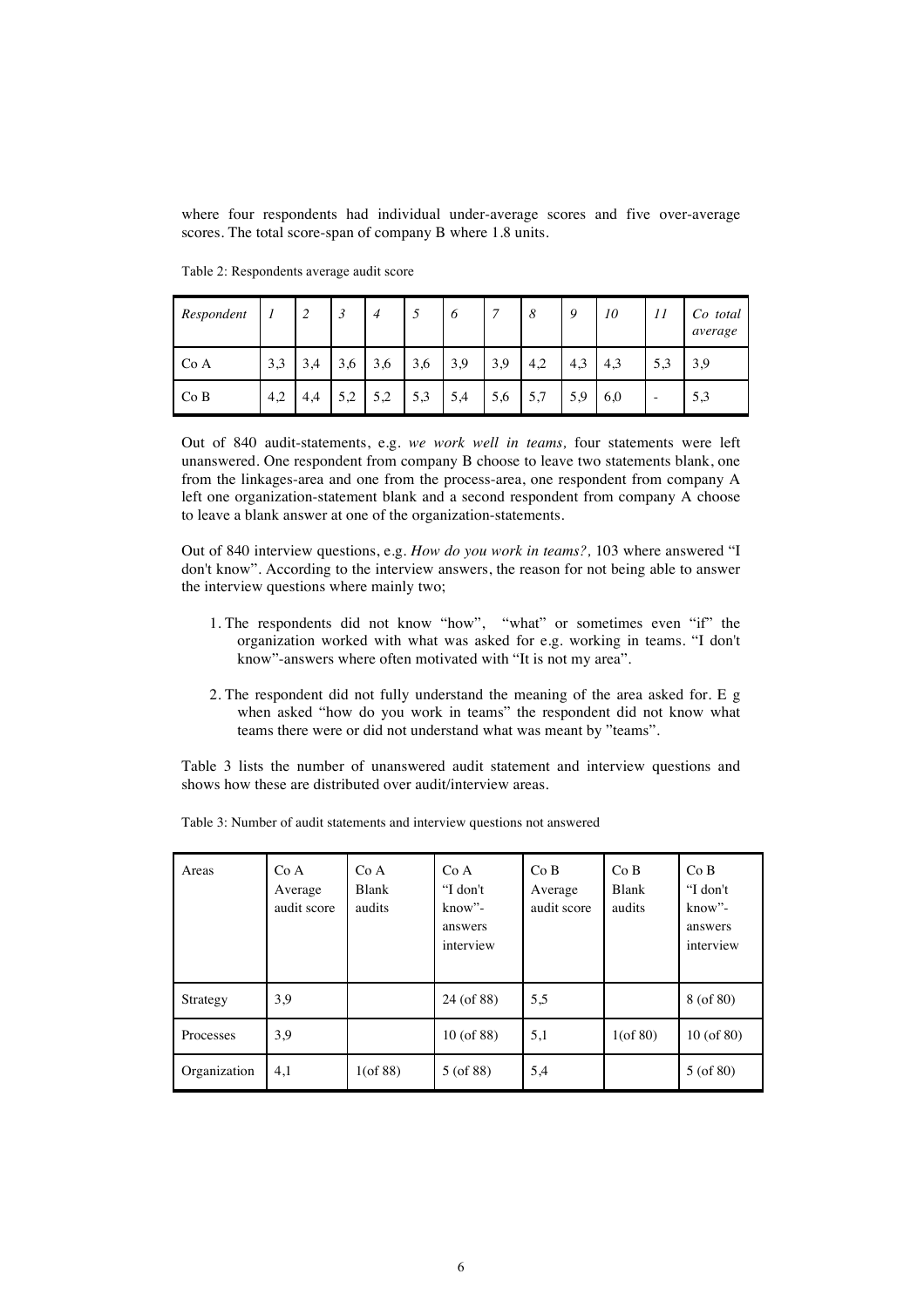where four respondents had individual under-average scores and five over-average scores. The total score-span of company B where 1.8 units.

Table 2: Respondents average audit score

| *Respondent* | *1* | *2* | *3* | *4* | *5* | *6* | *7* | *8* | *9* | *10* | *11* | *Co total average* |
|---|---|---|---|---|---|---|---|---|---|---|---|---|
| Co A | 3,3 | 3,4 | 3,6 | 3,6 | 3,6 | 3,9 | 3,9 | 4,2 | 4,3 | 4,3 | 5,3 | 3,9 |
| Co B | 4,2 | 4,4 | 5,2 | 5,2 | 5,3 | 5,4 | 5,6 | 5,7 | 5,9 | 6,0 | - | 5,3 |

Out of 840 audit-statements, e.g. *we work well in teams,* four statements were left unanswered. One respondent from company B choose to leave two statements blank, one from the linkages-area and one from the process-area, one respondent from company A left one organization-statement blank and a second respondent from company A choose to leave a blank answer at one of the organization-statements.

Out of 840 interview questions, e.g. *How do you work in teams?,* 103 where answered "I don't know". According to the interview answers, the reason for not being able to answer the interview questions where mainly two;

1. The respondents did not know "how", "what" or sometimes even "if" the organization worked with what was asked for e.g. working in teams. "I don't know"-answers where often motivated with "It is not my area".

2. The respondent did not fully understand the meaning of the area asked for. E g when asked "how do you work in teams" the respondent did not know what teams there were or did not understand what was meant by "teams".

Table 3 lists the number of unanswered audit statement and interview questions and shows how these are distributed over audit/interview areas.

Table 3: Number of audit statements and interview questions not answered

| Areas | Co A Average audit score | Co A Blank audits | Co A "I don't know"-answers interview | Co B Average audit score | Co B Blank audits | Co B "I don't know"-answers interview |
|---|---|---|---|---|---|---|
| Strategy | 3,9 | | 24 (of 88) | 5,5 | | 8 (of 80) |
| Processes | 3,9 | | 10 (of 88) | 5,1 | 1(of 80) | 10 (of 80) |
| Organization | 4,1 | 1(of 88) | 5 (of 88) | 5,4 | | 5 (of 80) |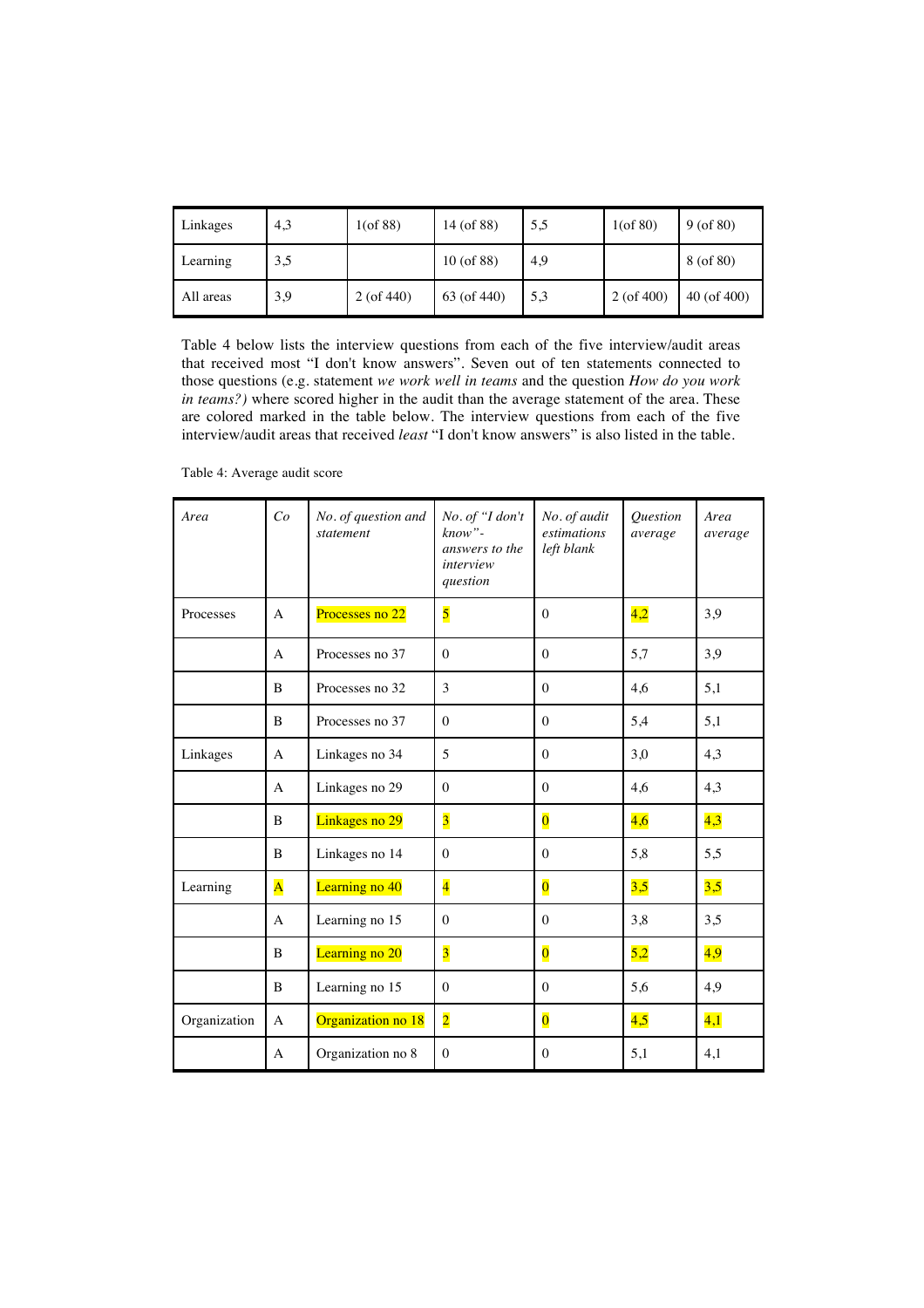| Linkages | 4,3 | 1(of 88) | 14 (of 88) | 5,5 | 1(of 80) | 9 (of 80) |
|---|---|---|---|---|---|---|
| Learning | 3,5 | | 10 (of 88) | 4,9 | | 8 (of 80) |
| All areas | 3,9 | 2 (of 440) | 63 (of 440) | 5,3 | 2 (of 400) | 40 (of 400) |

Table 4 below lists the interview questions from each of the five interview/audit areas that received most "I don't know answers". Seven out of ten statements connected to those questions (e.g. statement *we work well in teams* and the question *How do you work in teams?)* where scored higher in the audit than the average statement of the area. These are colored marked in the table below. The interview questions from each of the five interview/audit areas that received *least* "I don't know answers" is also listed in the table.

Table 4: Average audit score

| *Area* | *Co* | *No. of question and statement* | *No. of "I don't know"-answers to the interview question* | *No. of audit estimations left blank* | *Question average* | *Area average* |
|---|---|---|---|---|---|---|
| Processes | A | Processes no 22 | 5 | 0 | 4,2 | 3,9 |
| | A | Processes no 37 | 0 | 0 | 5,7 | 3,9 |
| | B | Processes no 32 | 3 | 0 | 4,6 | 5,1 |
| | B | Processes no 37 | 0 | 0 | 5,4 | 5,1 |
| Linkages | A | Linkages no 34 | 5 | 0 | 3,0 | 4,3 |
| | A | Linkages no 29 | 0 | 0 | 4,6 | 4,3 |
| | B | Linkages no 29 | 3 | 0 | 4,6 | 4,3 |
| | B | Linkages no 14 | 0 | 0 | 5,8 | 5,5 |
| Learning | A | Learning no 40 | 4 | 0 | 3,5 | 3,5 |
| | A | Learning no 15 | 0 | 0 | 3,8 | 3,5 |
| | B | Learning no 20 | 3 | 0 | 5,2 | 4,9 |
| | B | Learning no 15 | 0 | 0 | 5,6 | 4,9 |
| Organization | A | Organization no 18 | 2 | 0 | 4,5 | 4,1 |
| | A | Organization no 8 | 0 | 0 | 5,1 | 4,1 |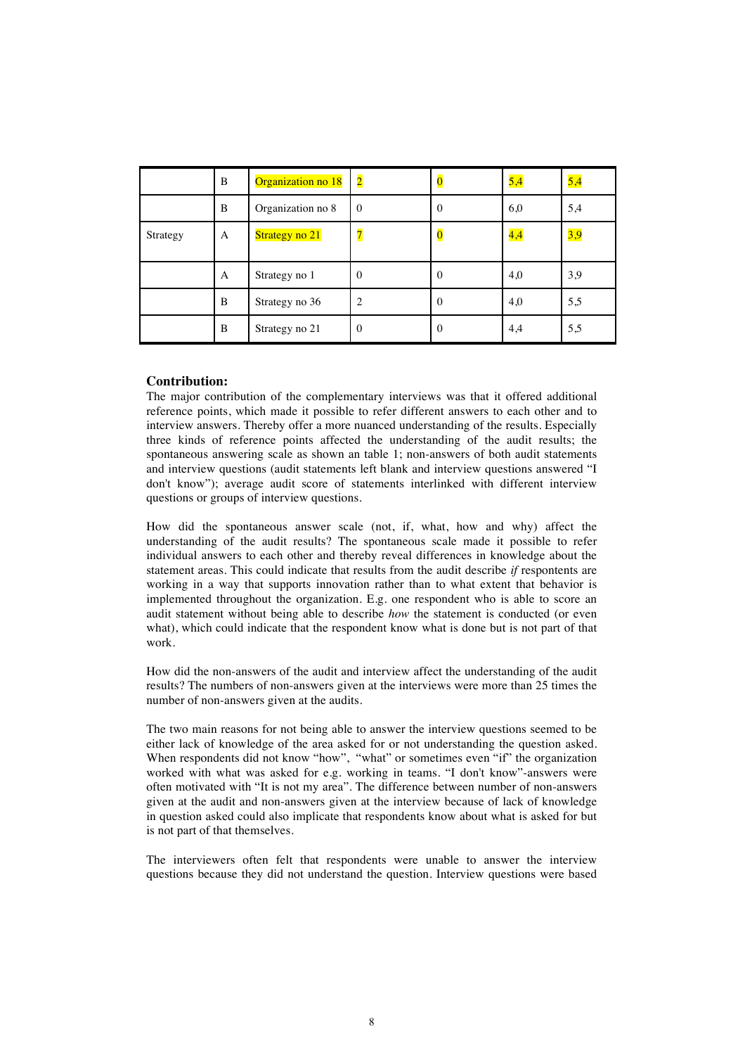|  | B | Organization no 18 | 2 | 0 | 5,4 | 5,4 |
|---|---|---|---|---|---|---|
|  | B | Organization no 8 | 0 | 0 | 6,0 | 5,4 |
| Strategy | A | Strategy no 21 | 7 | 0 | 4,4 | 3,9 |
|  | A | Strategy no 1 | 0 | 0 | 4,0 | 3,9 |
|  | B | Strategy no 36 | 2 | 0 | 4,0 | 5,5 |
|  | B | Strategy no 21 | 0 | 0 | 4,4 | 5,5 |

**Contribution:**

The major contribution of the complementary interviews was that it offered additional reference points, which made it possible to refer different answers to each other and to interview answers. Thereby offer a more nuanced understanding of the results. Especially three kinds of reference points affected the understanding of the audit results; the spontaneous answering scale as shown an table 1; non-answers of both audit statements and interview questions (audit statements left blank and interview questions answered "I don't know"); average audit score of statements interlinked with different interview questions or groups of interview questions.

How did the spontaneous answer scale (not, if, what, how and why) affect the understanding of the audit results? The spontaneous scale made it possible to refer individual answers to each other and thereby reveal differences in knowledge about the statement areas. This could indicate that results from the audit describe *if* respontents are working in a way that supports innovation rather than to what extent that behavior is implemented throughout the organization. E.g. one respondent who is able to score an audit statement without being able to describe *how* the statement is conducted (or even what), which could indicate that the respondent know what is done but is not part of that work.

How did the non-answers of the audit and interview affect the understanding of the audit results? The numbers of non-answers given at the interviews were more than 25 times the number of non-answers given at the audits.

The two main reasons for not being able to answer the interview questions seemed to be either lack of knowledge of the area asked for or not understanding the question asked. When respondents did not know "how", "what" or sometimes even "if" the organization worked with what was asked for e.g. working in teams. "I don't know"-answers were often motivated with "It is not my area". The difference between number of non-answers given at the audit and non-answers given at the interview because of lack of knowledge in question asked could also implicate that respondents know about what is asked for but is not part of that themselves.

The interviewers often felt that respondents were unable to answer the interview questions because they did not understand the question. Interview questions were based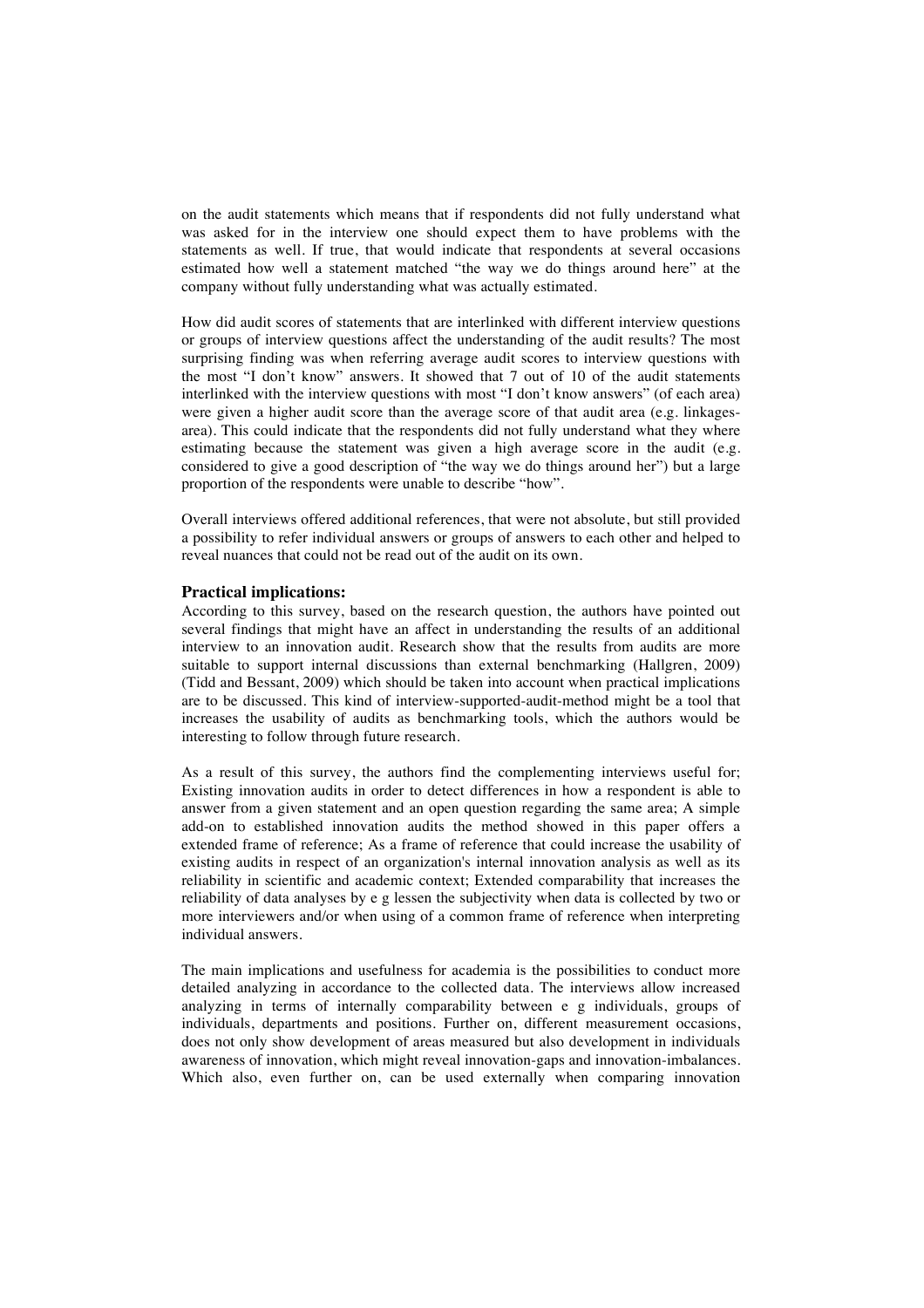on the audit statements which means that if respondents did not fully understand what was asked for in the interview one should expect them to have problems with the statements as well. If true, that would indicate that respondents at several occasions estimated how well a statement matched "the way we do things around here" at the company without fully understanding what was actually estimated.

How did audit scores of statements that are interlinked with different interview questions or groups of interview questions affect the understanding of the audit results? The most surprising finding was when referring average audit scores to interview questions with the most "I don't know" answers. It showed that 7 out of 10 of the audit statements interlinked with the interview questions with most "I don't know answers" (of each area) were given a higher audit score than the average score of that audit area (e.g. linkages-area). This could indicate that the respondents did not fully understand what they where estimating because the statement was given a high average score in the audit (e.g. considered to give a good description of "the way we do things around her") but a large proportion of the respondents were unable to describe "how".

Overall interviews offered additional references, that were not absolute, but still provided a possibility to refer individual answers or groups of answers to each other and helped to reveal nuances that could not be read out of the audit on its own.

### Practical implications:

According to this survey, based on the research question, the authors have pointed out several findings that might have an affect in understanding the results of an additional interview to an innovation audit. Research show that the results from audits are more suitable to support internal discussions than external benchmarking (Hallgren, 2009) (Tidd and Bessant, 2009) which should be taken into account when practical implications are to be discussed. This kind of interview-supported-audit-method might be a tool that increases the usability of audits as benchmarking tools, which the authors would be interesting to follow through future research.

As a result of this survey, the authors find the complementing interviews useful for; Existing innovation audits in order to detect differences in how a respondent is able to answer from a given statement and an open question regarding the same area; A simple add-on to established innovation audits the method showed in this paper offers a extended frame of reference; As a frame of reference that could increase the usability of existing audits in respect of an organization's internal innovation analysis as well as its reliability in scientific and academic context; Extended comparability that increases the reliability of data analyses by e g lessen the subjectivity when data is collected by two or more interviewers and/or when using of a common frame of reference when interpreting individual answers.

The main implications and usefulness for academia is the possibilities to conduct more detailed analyzing in accordance to the collected data. The interviews allow increased analyzing in terms of internally comparability between e g individuals, groups of individuals, departments and positions. Further on, different measurement occasions, does not only show development of areas measured but also development in individuals awareness of innovation, which might reveal innovation-gaps and innovation-imbalances. Which also, even further on, can be used externally when comparing innovation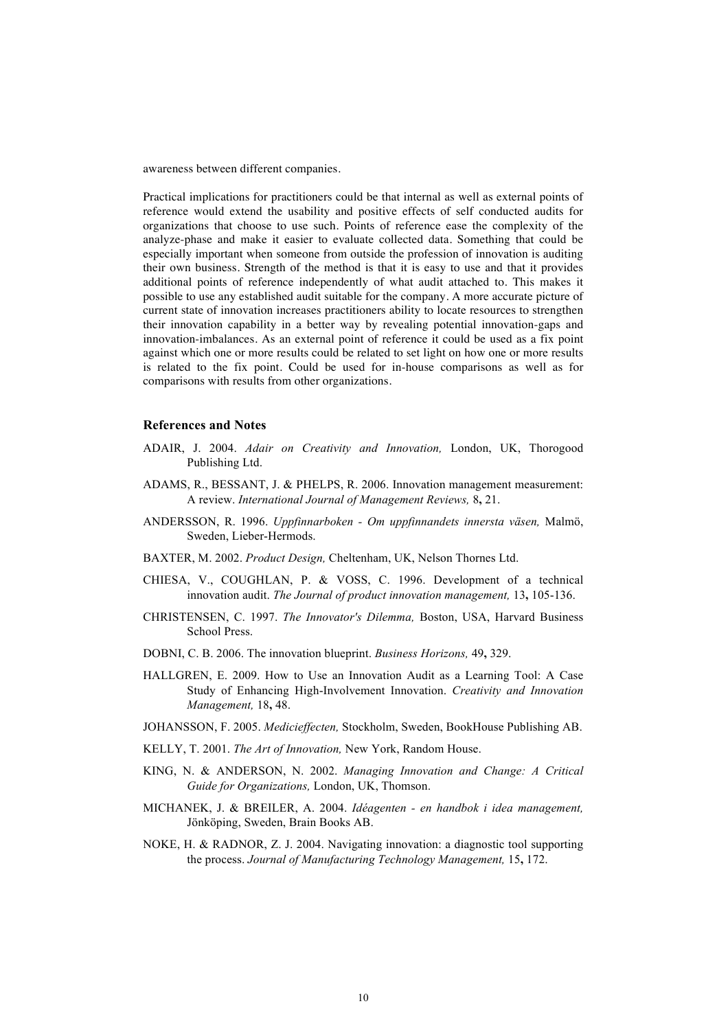awareness between different companies.

Practical implications for practitioners could be that internal as well as external points of reference would extend the usability and positive effects of self conducted audits for organizations that choose to use such. Points of reference ease the complexity of the analyze-phase and make it easier to evaluate collected data. Something that could be especially important when someone from outside the profession of innovation is auditing their own business. Strength of the method is that it is easy to use and that it provides additional points of reference independently of what audit attached to. This makes it possible to use any established audit suitable for the company. A more accurate picture of current state of innovation increases practitioners ability to locate resources to strengthen their innovation capability in a better way by revealing potential innovation-gaps and innovation-imbalances. As an external point of reference it could be used as a fix point against which one or more results could be related to set light on how one or more results is related to the fix point. Could be used for in-house comparisons as well as for comparisons with results from other organizations.

### References and Notes

ADAIR, J. 2004. *Adair on Creativity and Innovation,* London, UK, Thorogood Publishing Ltd.

ADAMS, R., BESSANT, J. & PHELPS, R. 2006. Innovation management measurement: A review. *International Journal of Management Reviews,* 8**,** 21.

ANDERSSON, R. 1996. *Uppfinnarboken - Om uppfinnandets innersta väsen,* Malmö, Sweden, Lieber-Hermods.

BAXTER, M. 2002. *Product Design,* Cheltenham, UK, Nelson Thornes Ltd.

CHIESA, V., COUGHLAN, P. & VOSS, C. 1996. Development of a technical innovation audit. *The Journal of product innovation management,* 13**,** 105-136.

CHRISTENSEN, C. 1997. *The Innovator's Dilemma,* Boston, USA, Harvard Business School Press.

DOBNI, C. B. 2006. The innovation blueprint. *Business Horizons,* 49**,** 329.

HALLGREN, E. 2009. How to Use an Innovation Audit as a Learning Tool: A Case Study of Enhancing High-Involvement Innovation. *Creativity and Innovation Management,* 18**,** 48.

JOHANSSON, F. 2005. *Medicieffecten,* Stockholm, Sweden, BookHouse Publishing AB.

KELLY, T. 2001. *The Art of Innovation,* New York, Random House.

KING, N. & ANDERSON, N. 2002. *Managing Innovation and Change: A Critical Guide for Organizations,* London, UK, Thomson.

MICHANEK, J. & BREILER, A. 2004. *Idéagenten - en handbok i idea management,* Jönköping, Sweden, Brain Books AB.

NOKE, H. & RADNOR, Z. J. 2004. Navigating innovation: a diagnostic tool supporting the process. *Journal of Manufacturing Technology Management,* 15**,** 172.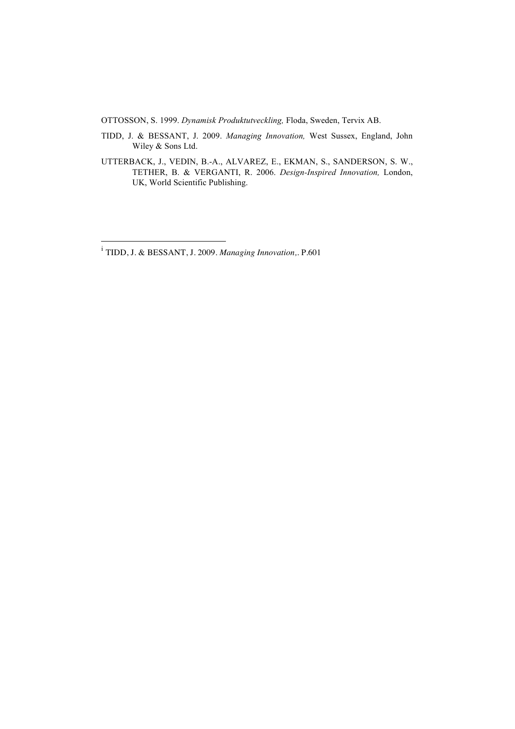OTTOSSON, S. 1999. *Dynamisk Produktutveckling,* Floda, Sweden, Tervix AB.

TIDD, J. & BESSANT, J. 2009. *Managing Innovation,* West Sussex, England, John Wiley & Sons Ltd.

UTTERBACK, J., VEDIN, B.-A., ALVAREZ, E., EKMAN, S., SANDERSON, S. W., TETHER, B. & VERGANTI, R. 2006. *Design-Inspired Innovation,* London, UK, World Scientific Publishing.

---

[i] TIDD, J. & BESSANT, J. 2009. *Managing Innovation,*. P.601